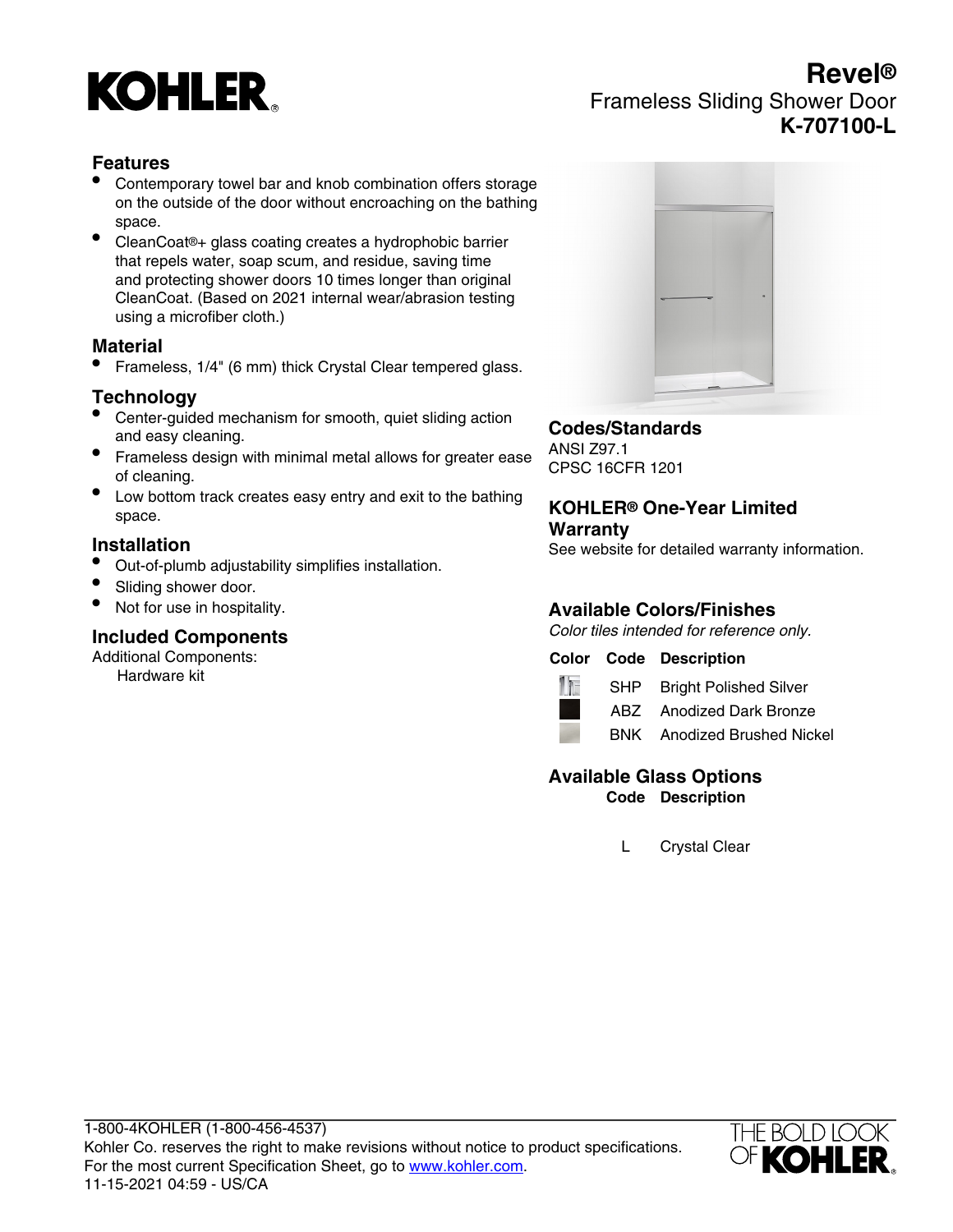# Revel®

## Frameless Sliding Shower Door

**K-707100-L**

### Features

- Contemporary towel bar and knob combination offers storage on the outside of the door without encroaching on the bathing space.
- CleanCoat®+ glass coating creates a hydrophobic barrier that repels water, soap scum, and residue, saving time and protecting shower doors 10 times longer than original CleanCoat. (Based on 2021 internal wear/abrasion testing using a microfiber cloth.)

### Material

- Frameless, 1/4" (6 mm) thick Crystal Clear tempered glass.

### Technology

- Center-guided mechanism for smooth, quiet sliding action and easy cleaning.
- Frameless design with minimal metal allows for greater ease of cleaning.
- Low bottom track creates easy entry and exit to the bathing space.

### Installation

- Out-of-plumb adjustability simplifies installation.
- Sliding shower door.
- Not for use in hospitality.

### Included Components

Additional Components:
 Hardware kit

### Codes/Standards

ANSI Z97.1
CPSC 16CFR 1201

### KOHLER® One-Year Limited Warranty

See website for detailed warranty information.

### Available Colors/Finishes

*Color tiles intended for reference only.*

| Color | Code | Description |
|---|---|---|
| | SHP | Bright Polished Silver |
| | ABZ | Anodized Dark Bronze |
| | BNK | Anodized Brushed Nickel |

### Available Glass Options

| Code | Description |
|---|---|
| L | Crystal Clear |

1-800-4KOHLER (1-800-456-4537)
Kohler Co. reserves the right to make revisions without notice to product specifications.
For the most current Specification Sheet, go to www.kohler.com.
11-15-2021 04:59 - US/CA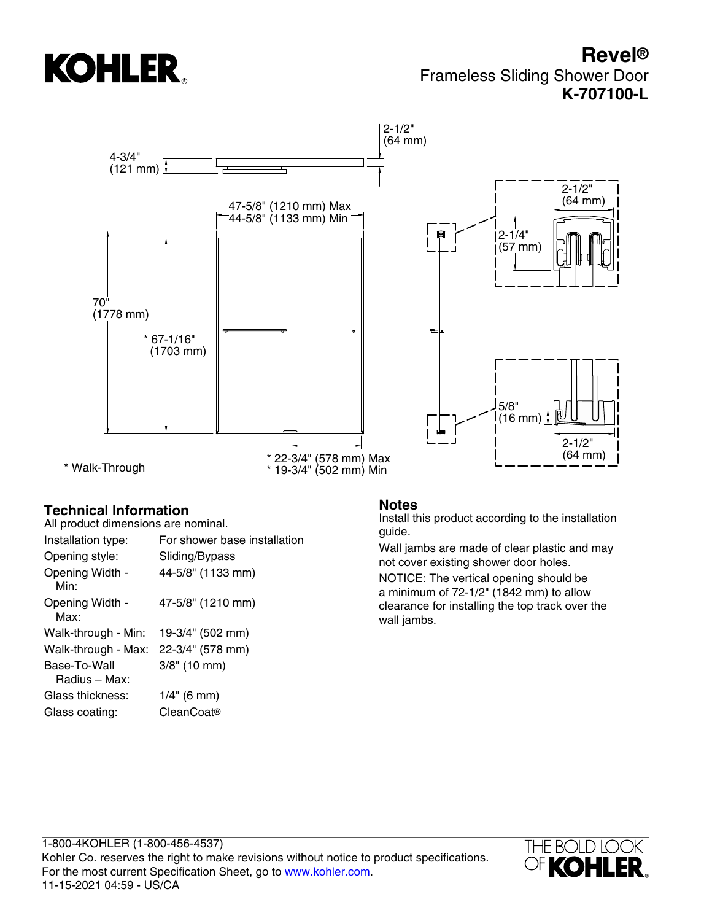# KOHLER

## Revel®
Frameless Sliding Shower Door
**K-707100-L**

2-1/2" (64 mm)

4-3/4" (121 mm)

47-5/8" (1210 mm) Max
44-5/8" (1133 mm) Min

2-1/2" (64 mm)

2-1/4" (57 mm)

70" (1778 mm)

* 67-1/16" (1703 mm)

5/8" (16 mm)

2-1/2" (64 mm)

* Walk-Through

* 22-3/4" (578 mm) Max
* 19-3/4" (502 mm) Min

### Technical Information

All product dimensions are nominal.

| | |
|---|---|
| Installation type: | For shower base installation |
| Opening style: | Sliding/Bypass |
| Opening Width - Min: | 44-5/8" (1133 mm) |
| Opening Width - Max: | 47-5/8" (1210 mm) |
| Walk-through - Min: | 19-3/4" (502 mm) |
| Walk-through - Max: | 22-3/4" (578 mm) |
| Base-To-Wall Radius – Max: | 3/8" (10 mm) |
| Glass thickness: | 1/4" (6 mm) |
| Glass coating: | CleanCoat® |

### Notes

Install this product according to the installation guide.

Wall jambs are made of clear plastic and may not cover existing shower door holes.

NOTICE: The vertical opening should be a minimum of 72-1/2" (1842 mm) to allow clearance for installing the top track over the wall jambs.

1-800-4KOHLER (1-800-456-4537)
Kohler Co. reserves the right to make revisions without notice to product specifications.
For the most current Specification Sheet, go to www.kohler.com.
11-15-2021 04:59 - US/CA

THE BOLD LOOK OF KOHLER.